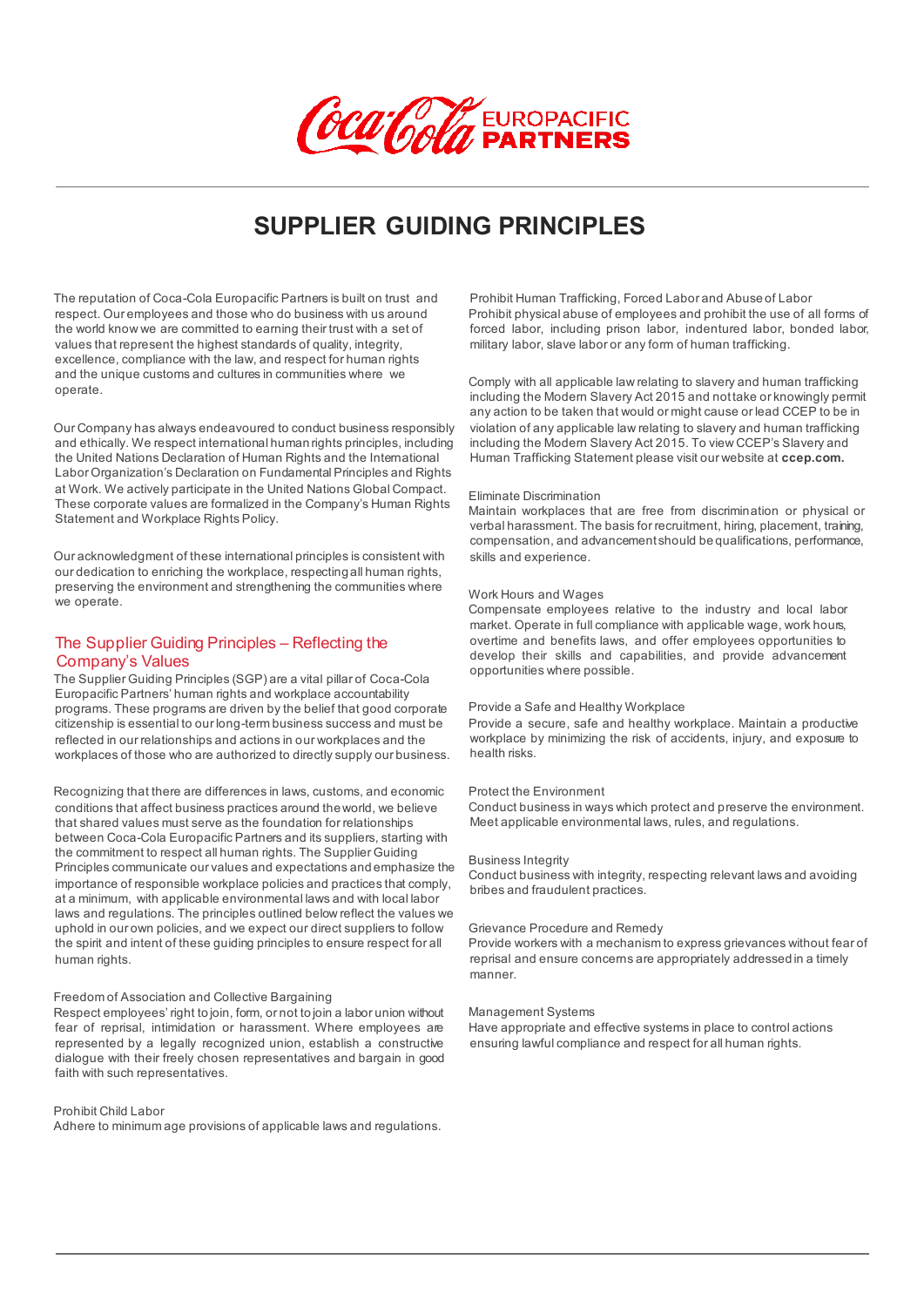# SUPPLIER GUIDING PRINCIPLES

The reputation of Coca-Cola Europacific Partners is built on trust and respect. Our employees and those who do business with us around the world know we are committed to earning their trust with a set of values that represent the highest standards of quality, integrity, excellence, compliance with the law, and respect for human rights and the unique customs and cultures in communities where we operate.

Our Company has always endeavoured to conduct business responsibly and ethically. We respect international human rights principles, including the United Nations Declaration of Human Rights and the International Labor Organization's Declaration on Fundamental Principles and Rights at Work. We actively participate in the United Nations Global Compact. These corporate values are formalized in the Company's Human Rights Statement and Workplace Rights Policy.

Our acknowledgment of these international principles is consistent with our dedication to enriching the workplace, respecting all human rights, preserving the environment and strengthening the communities where we operate.

## The Supplier Guiding Principles – Reflecting the Company's Values

The Supplier Guiding Principles (SGP) are a vital pillar of Coca-Cola Europacific Partners' human rights and workplace accountability programs. These programs are driven by the belief that good corporate citizenship is essential to our long-term business success and must be reflected in our relationships and actions in our workplaces and the workplaces of those who are authorized to directly supply our business.

Recognizing that there are differences in laws, customs, and economic conditions that affect business practices around the world, we believe that shared values must serve as the foundation for relationships between Coca-Cola Europacific Partners and its suppliers, starting with the commitment to respect all human rights. The Supplier Guiding Principles communicate our values and expectations and emphasize the importance of responsible workplace policies and practices that comply, at a minimum, with applicable environmental laws and with local labor laws and regulations. The principles outlined below reflect the values we uphold in our own policies, and we expect our direct suppliers to follow the spirit and intent of these guiding principles to ensure respect for all human rights.

Freedom of Association and Collective Bargaining
Respect employees' right to join, form, or not to join a labor union without fear of reprisal, intimidation or harassment. Where employees are represented by a legally recognized union, establish a constructive dialogue with their freely chosen representatives and bargain in good faith with such representatives.

Prohibit Child Labor
Adhere to minimum age provisions of applicable laws and regulations.

Prohibit Human Trafficking, Forced Labor and Abuse of Labor
Prohibit physical abuse of employees and prohibit the use of all forms of forced labor, including prison labor, indentured labor, bonded labor, military labor, slave labor or any form of human trafficking.

Comply with all applicable law relating to slavery and human trafficking including the Modern Slavery Act 2015 and not take or knowingly permit any action to be taken that would or might cause or lead CCEP to be in violation of any applicable law relating to slavery and human trafficking including the Modern Slavery Act 2015. To view CCEP's Slavery and Human Trafficking Statement please visit our website at **ccep.com.**

Eliminate Discrimination
Maintain workplaces that are free from discrimination or physical or verbal harassment. The basis for recruitment, hiring, placement, training, compensation, and advancement should be qualifications, performance, skills and experience.

Work Hours and Wages
Compensate employees relative to the industry and local labor market. Operate in full compliance with applicable wage, work hours, overtime and benefits laws, and offer employees opportunities to develop their skills and capabilities, and provide advancement opportunities where possible.

Provide a Safe and Healthy Workplace
Provide a secure, safe and healthy workplace. Maintain a productive workplace by minimizing the risk of accidents, injury, and exposure to health risks.

Protect the Environment
Conduct business in ways which protect and preserve the environment. Meet applicable environmental laws, rules, and regulations.

Business Integrity
Conduct business with integrity, respecting relevant laws and avoiding bribes and fraudulent practices.

Grievance Procedure and Remedy
Provide workers with a mechanism to express grievances without fear of reprisal and ensure concerns are appropriately addressed in a timely manner.

Management Systems
Have appropriate and effective systems in place to control actions ensuring lawful compliance and respect for all human rights.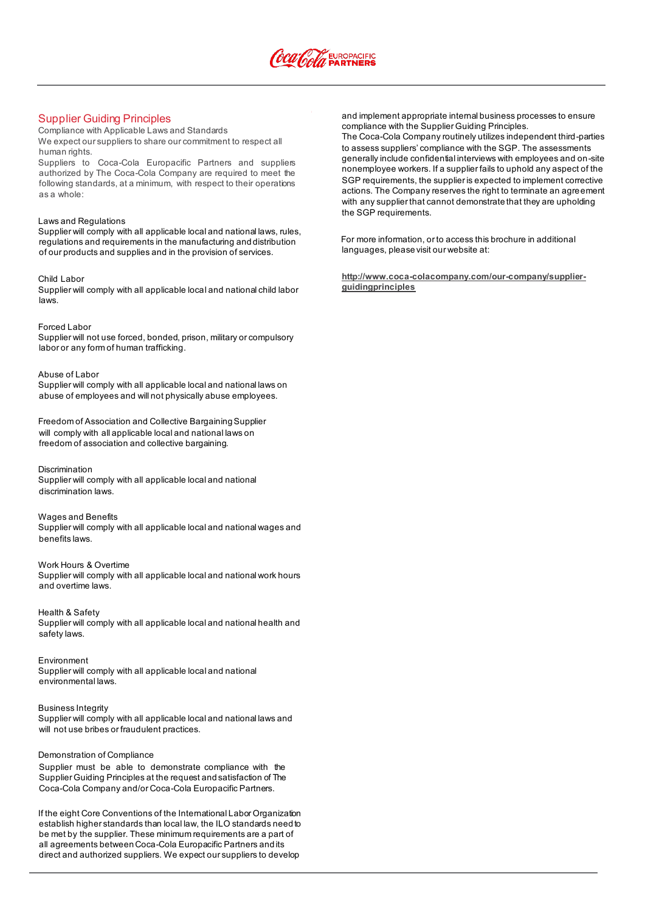# Supplier Guiding Principles

Compliance with Applicable Laws and Standards

We expect our suppliers to share our commitment to respect all human rights.

Suppliers to Coca-Cola Europacific Partners and suppliers authorized by The Coca-Cola Company are required to meet the following standards, at a minimum, with respect to their operations as a whole:

### Laws and Regulations

Supplier will comply with all applicable local and national laws, rules, regulations and requirements in the manufacturing and distribution of our products and supplies and in the provision of services.

### Child Labor

Supplier will comply with all applicable local and national child labor laws.

### Forced Labor

Supplier will not use forced, bonded, prison, military or compulsory labor or any form of human trafficking.

### Abuse of Labor

Supplier will comply with all applicable local and national laws on abuse of employees and will not physically abuse employees.

### Freedom of Association and Collective Bargaining

Supplier will comply with all applicable local and national laws on freedom of association and collective bargaining.

### Discrimination

Supplier will comply with all applicable local and national discrimination laws.

### Wages and Benefits

Supplier will comply with all applicable local and national wages and benefits laws.

### Work Hours & Overtime

Supplier will comply with all applicable local and national work hours and overtime laws.

### Health & Safety

Supplier will comply with all applicable local and national health and safety laws.

### Environment

Supplier will comply with all applicable local and national environmental laws.

### Business Integrity

Supplier will comply with all applicable local and national laws and will not use bribes or fraudulent practices.

### Demonstration of Compliance

Supplier must be able to demonstrate compliance with the Supplier Guiding Principles at the request and satisfaction of The Coca-Cola Company and/or Coca-Cola Europacific Partners.

If the eight Core Conventions of the International Labor Organization establish higher standards than local law, the ILO standards need to be met by the supplier. These minimum requirements are a part of all agreements between Coca-Cola Europacific Partners and its direct and authorized suppliers. We expect our suppliers to develop and implement appropriate internal business processes to ensure compliance with the Supplier Guiding Principles.

The Coca-Cola Company routinely utilizes independent third-parties to assess suppliers' compliance with the SGP. The assessments generally include confidential interviews with employees and on-site nonemployee workers. If a supplier fails to uphold any aspect of the SGP requirements, the supplier is expected to implement corrective actions. The Company reserves the right to terminate an agreement with any supplier that cannot demonstrate that they are upholding the SGP requirements.

For more information, or to access this brochure in additional languages, please visit our website at:

**http://www.coca-colacompany.com/our-company/supplier-guidingprinciples**